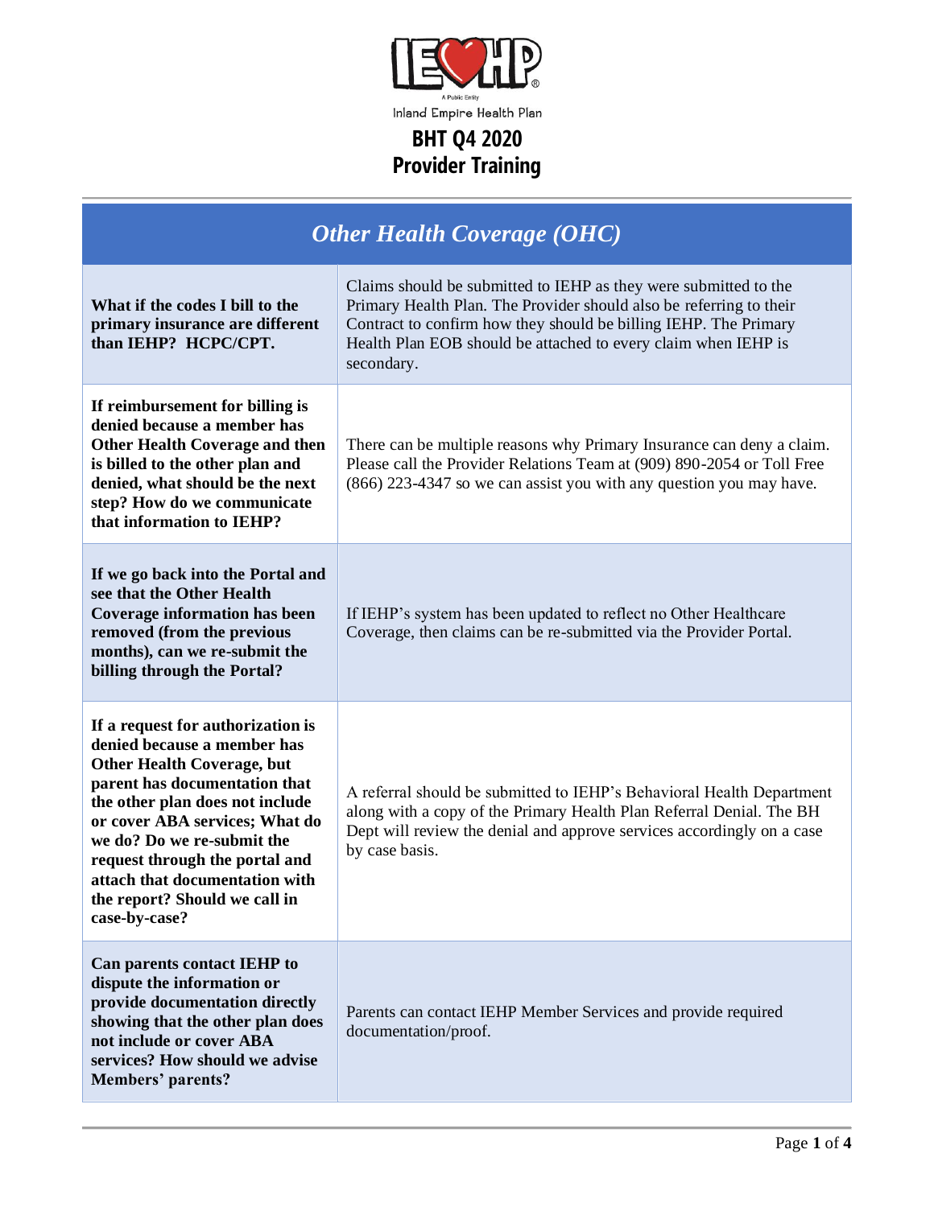Inland Empire Health Plan

# BHT Q4 2020 Provider Training

| *Other Health Coverage (OHC)* | |
|---|---|
| **What if the codes I bill to the primary insurance are different than IEHP? HCPC/CPT.** | Claims should be submitted to IEHP as they were submitted to the Primary Health Plan. The Provider should also be referring to their Contract to confirm how they should be billing IEHP. The Primary Health Plan EOB should be attached to every claim when IEHP is secondary. |
| **If reimbursement for billing is denied because a member has Other Health Coverage and then is billed to the other plan and denied, what should be the next step? How do we communicate that information to IEHP?** | There can be multiple reasons why Primary Insurance can deny a claim. Please call the Provider Relations Team at (909) 890-2054 or Toll Free (866) 223-4347 so we can assist you with any question you may have. |
| **If we go back into the Portal and see that the Other Health Coverage information has been removed (from the previous months), can we re-submit the billing through the Portal?** | If IEHP's system has been updated to reflect no Other Healthcare Coverage, then claims can be re-submitted via the Provider Portal. |
| **If a request for authorization is denied because a member has Other Health Coverage, but parent has documentation that the other plan does not include or cover ABA services; What do we do? Do we re-submit the request through the portal and attach that documentation with the report? Should we call in case-by-case?** | A referral should be submitted to IEHP's Behavioral Health Department along with a copy of the Primary Health Plan Referral Denial. The BH Dept will review the denial and approve services accordingly on a case by case basis. |
| **Can parents contact IEHP to dispute the information or provide documentation directly showing that the other plan does not include or cover ABA services? How should we advise Members' parents?** | Parents can contact IEHP Member Services and provide required documentation/proof. |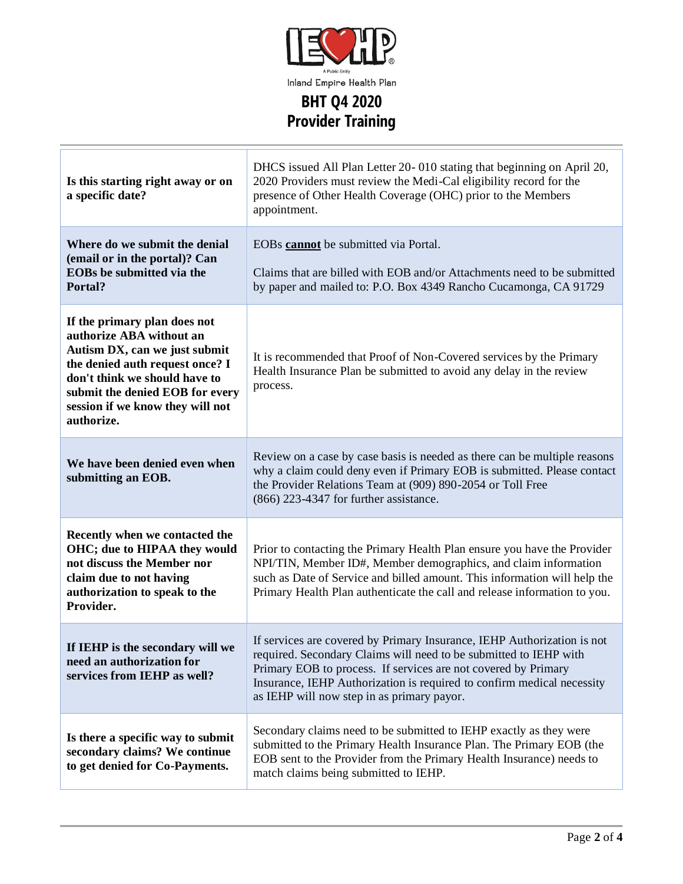# BHT Q4 2020 Provider Training

| | |
|---|---|
| **Is this starting right away or on a specific date?** | DHCS issued All Plan Letter 20- 010 stating that beginning on April 20, 2020 Providers must review the Medi-Cal eligibility record for the presence of Other Health Coverage (OHC) prior to the Members appointment. |
| **Where do we submit the denial (email or in the portal)? Can EOBs be submitted via the Portal?** | EOBs **cannot** be submitted via Portal.<br><br>Claims that are billed with EOB and/or Attachments need to be submitted by paper and mailed to: P.O. Box 4349 Rancho Cucamonga, CA 91729 |
| **If the primary plan does not authorize ABA without an Autism DX, can we just submit the denied auth request once? I don't think we should have to submit the denied EOB for every session if we know they will not authorize.** | It is recommended that Proof of Non-Covered services by the Primary Health Insurance Plan be submitted to avoid any delay in the review process. |
| **We have been denied even when submitting an EOB.** | Review on a case by case basis is needed as there can be multiple reasons why a claim could deny even if Primary EOB is submitted. Please contact the Provider Relations Team at (909) 890-2054 or Toll Free (866) 223-4347 for further assistance. |
| **Recently when we contacted the OHC; due to HIPAA they would not discuss the Member nor claim due to not having authorization to speak to the Provider.** | Prior to contacting the Primary Health Plan ensure you have the Provider NPI/TIN, Member ID#, Member demographics, and claim information such as Date of Service and billed amount. This information will help the Primary Health Plan authenticate the call and release information to you. |
| **If IEHP is the secondary will we need an authorization for services from IEHP as well?** | If services are covered by Primary Insurance, IEHP Authorization is not required. Secondary Claims will need to be submitted to IEHP with Primary EOB to process. If services are not covered by Primary Insurance, IEHP Authorization is required to confirm medical necessity as IEHP will now step in as primary payor. |
| **Is there a specific way to submit secondary claims? We continue to get denied for Co-Payments.** | Secondary claims need to be submitted to IEHP exactly as they were submitted to the Primary Health Insurance Plan. The Primary EOB (the EOB sent to the Provider from the Primary Health Insurance) needs to match claims being submitted to IEHP. |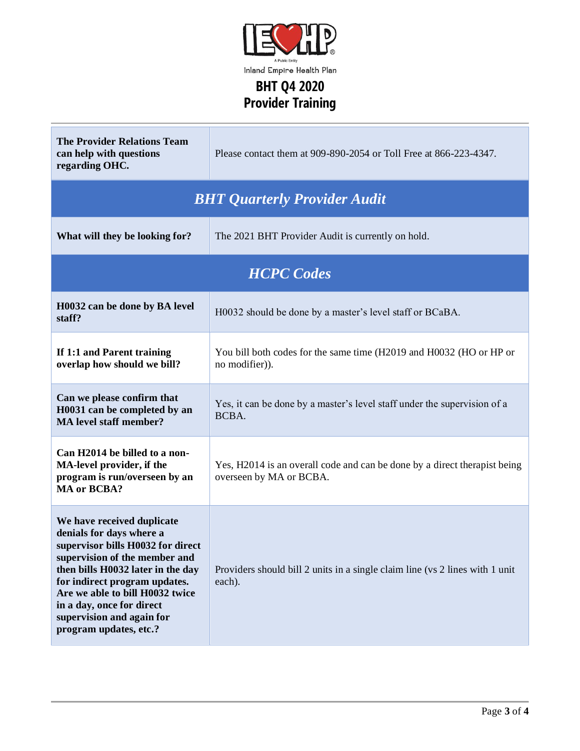IEHP

A Public Entity

Inland Empire Health Plan

# BHT Q4 2020 Provider Training

| | |
|---|---|
| **The Provider Relations Team can help with questions regarding OHC.** | Please contact them at 909-890-2054 or Toll Free at 866-223-4347. |
| ***BHT Quarterly Provider Audit*** | |
| **What will they be looking for?** | The 2021 BHT Provider Audit is currently on hold. |
| ***HCPC Codes*** | |
| **H0032 can be done by BA level staff?** | H0032 should be done by a master's level staff or BCaBA. |
| **If 1:1 and Parent training overlap how should we bill?** | You bill both codes for the same time (H2019 and H0032 (HO or HP or no modifier)). |
| **Can we please confirm that H0031 can be completed by an MA level staff member?** | Yes, it can be done by a master's level staff under the supervision of a BCBA. |
| **Can H2014 be billed to a non-MA-level provider, if the program is run/overseen by an MA or BCBA?** | Yes, H2014 is an overall code and can be done by a direct therapist being overseen by MA or BCBA. |
| **We have received duplicate denials for days where a supervisor bills H0032 for direct supervision of the member and then bills H0032 later in the day for indirect program updates. Are we able to bill H0032 twice in a day, once for direct supervision and again for program updates, etc.?** | Providers should bill 2 units in a single claim line (vs 2 lines with 1 unit each). |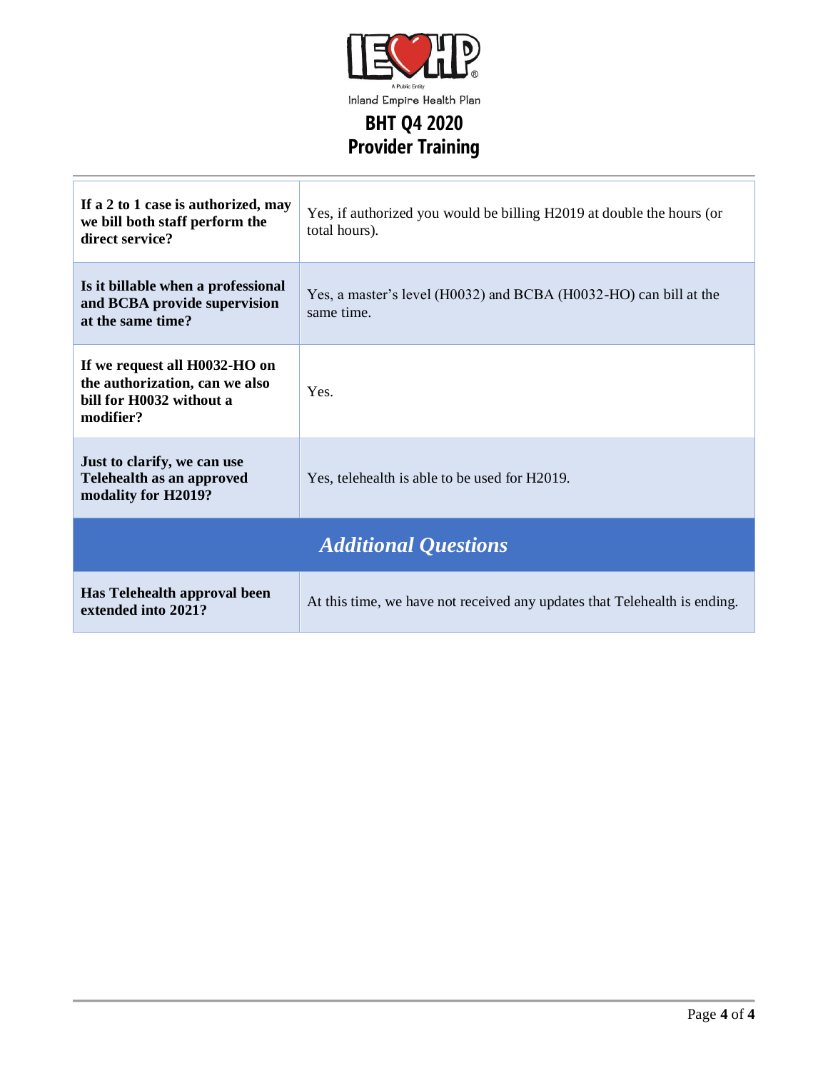Inland Empire Health Plan

# BHT Q4 2020 Provider Training

| | |
|---|---|
| **If a 2 to 1 case is authorized, may we bill both staff perform the direct service?** | Yes, if authorized you would be billing H2019 at double the hours (or total hours). |
| **Is it billable when a professional and BCBA provide supervision at the same time?** | Yes, a master's level (H0032) and BCBA (H0032-HO) can bill at the same time. |
| **If we request all H0032-HO on the authorization, can we also bill for H0032 without a modifier?** | Yes. |
| **Just to clarify, we can use Telehealth as an approved modality for H2019?** | Yes, telehealth is able to be used for H2019. |
| ***Additional Questions*** | |
| **Has Telehealth approval been extended into 2021?** | At this time, we have not received any updates that Telehealth is ending. |